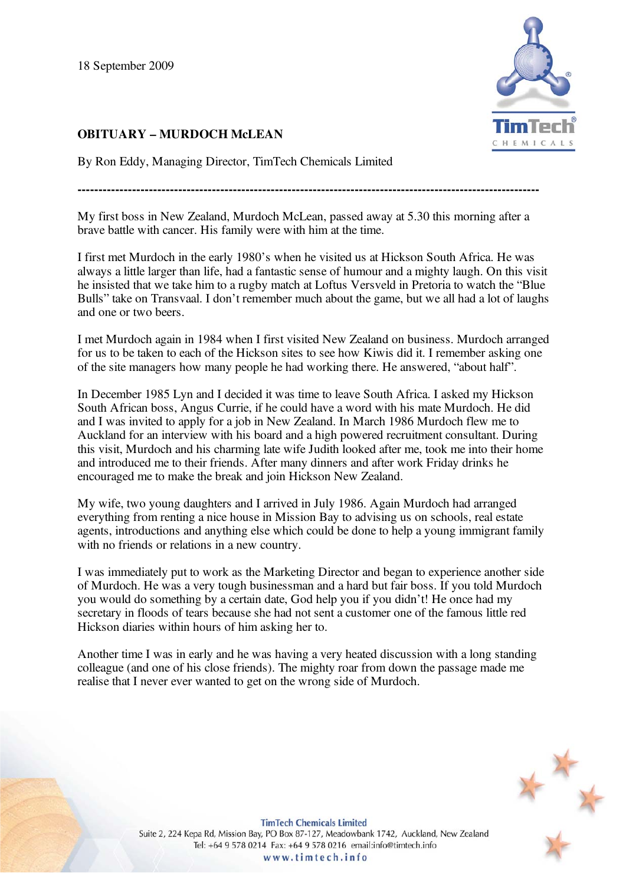18 September 2009

**OBITUARY – MURDOCH McLEAN**

By Ron Eddy, Managing Director, TimTech Chemicals Limited

---

My first boss in New Zealand, Murdoch McLean, passed away at 5.30 this morning after a brave battle with cancer. His family were with him at the time.

I first met Murdoch in the early 1980's when he visited us at Hickson South Africa. He was always a little larger than life, had a fantastic sense of humour and a mighty laugh. On this visit he insisted that we take him to a rugby match at Loftus Versveld in Pretoria to watch the "Blue Bulls" take on Transvaal. I don't remember much about the game, but we all had a lot of laughs and one or two beers.

I met Murdoch again in 1984 when I first visited New Zealand on business. Murdoch arranged for us to be taken to each of the Hickson sites to see how Kiwis did it. I remember asking one of the site managers how many people he had working there. He answered, "about half".

In December 1985 Lyn and I decided it was time to leave South Africa. I asked my Hickson South African boss, Angus Currie, if he could have a word with his mate Murdoch. He did and I was invited to apply for a job in New Zealand. In March 1986 Murdoch flew me to Auckland for an interview with his board and a high powered recruitment consultant. During this visit, Murdoch and his charming late wife Judith looked after me, took me into their home and introduced me to their friends. After many dinners and after work Friday drinks he encouraged me to make the break and join Hickson New Zealand.

My wife, two young daughters and I arrived in July 1986. Again Murdoch had arranged everything from renting a nice house in Mission Bay to advising us on schools, real estate agents, introductions and anything else which could be done to help a young immigrant family with no friends or relations in a new country.

I was immediately put to work as the Marketing Director and began to experience another side of Murdoch. He was a very tough businessman and a hard but fair boss. If you told Murdoch you would do something by a certain date, God help you if you didn't! He once had my secretary in floods of tears because she had not sent a customer one of the famous little red Hickson diaries within hours of him asking her to.

Another time I was in early and he was having a very heated discussion with a long standing colleague (and one of his close friends). The mighty roar from down the passage made me realise that I never ever wanted to get on the wrong side of Murdoch.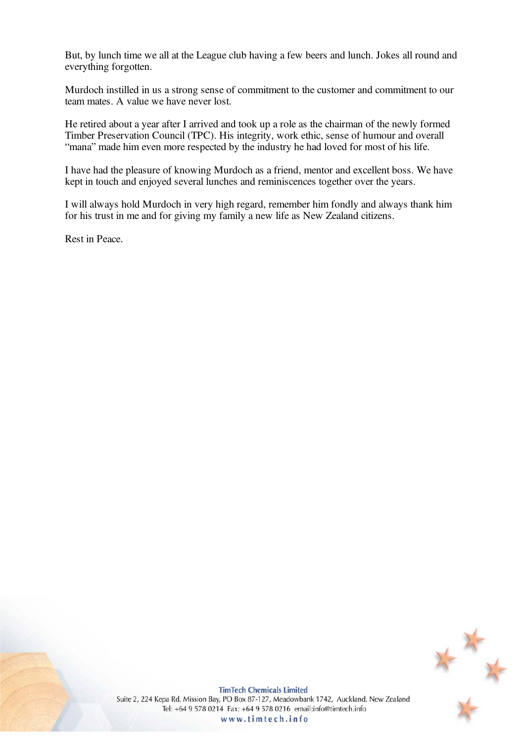But, by lunch time we all at the League club having a few beers and lunch. Jokes all round and everything forgotten.

Murdoch instilled in us a strong sense of commitment to the customer and commitment to our team mates. A value we have never lost.

He retired about a year after I arrived and took up a role as the chairman of the newly formed Timber Preservation Council (TPC). His integrity, work ethic, sense of humour and overall "mana" made him even more respected by the industry he had loved for most of his life.

I have had the pleasure of knowing Murdoch as a friend, mentor and excellent boss. We have kept in touch and enjoyed several lunches and reminiscences together over the years.

I will always hold Murdoch in very high regard, remember him fondly and always thank him for his trust in me and for giving my family a new life as New Zealand citizens.

Rest in Peace.